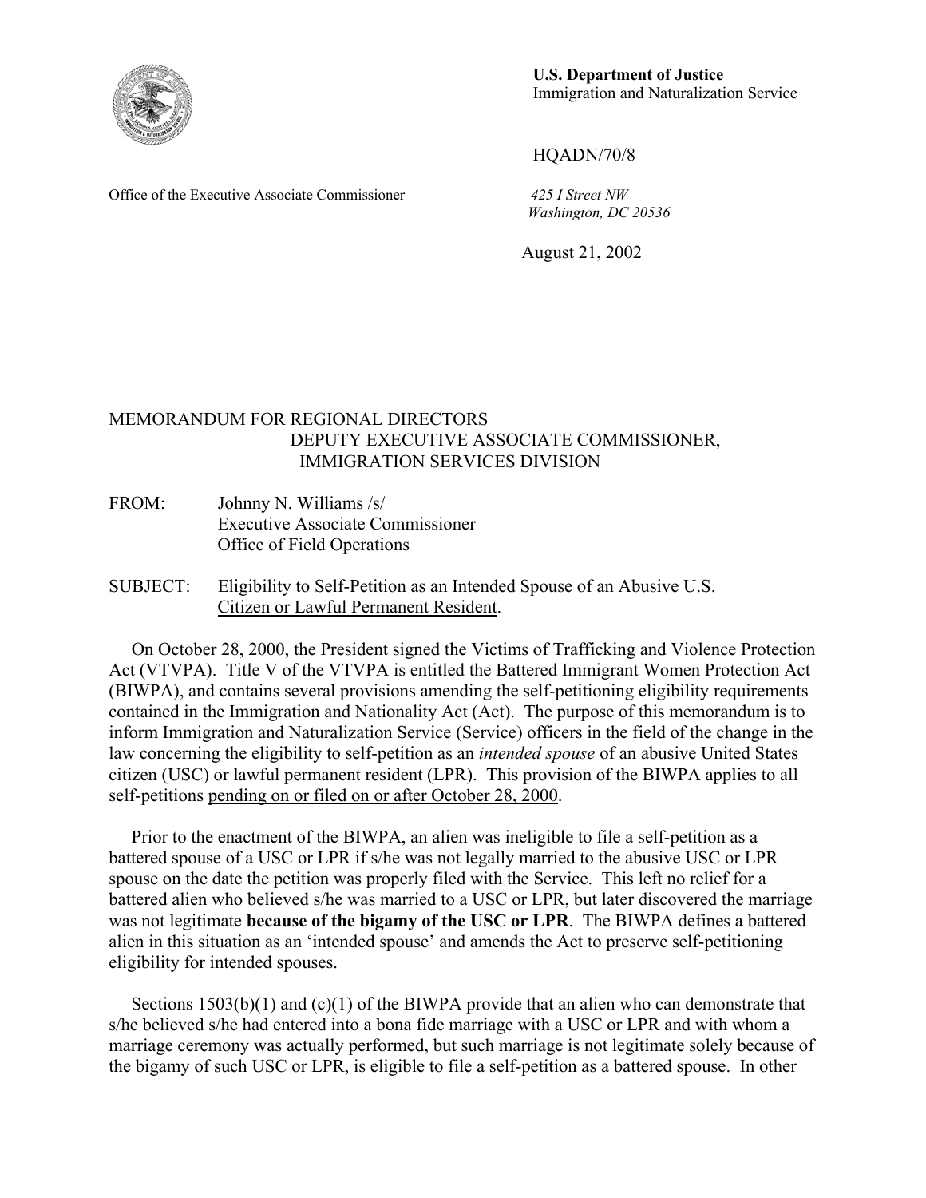**U.S. Department of Justice**
Immigration and Naturalization Service

HQADN/70/8

Office of the Executive Associate Commissioner

*425 I Street NW*
*Washington, DC 20536*

August 21, 2002

MEMORANDUM FOR REGIONAL DIRECTORS
DEPUTY EXECUTIVE ASSOCIATE COMMISSIONER,
IMMIGRATION SERVICES DIVISION

FROM: Johnny N. Williams /s/
Executive Associate Commissioner
Office of Field Operations

SUBJECT: Eligibility to Self-Petition as an Intended Spouse of an Abusive U.S. Citizen or Lawful Permanent Resident.

On October 28, 2000, the President signed the Victims of Trafficking and Violence Protection Act (VTVPA). Title V of the VTVPA is entitled the Battered Immigrant Women Protection Act (BIWPA), and contains several provisions amending the self-petitioning eligibility requirements contained in the Immigration and Nationality Act (Act). The purpose of this memorandum is to inform Immigration and Naturalization Service (Service) officers in the field of the change in the law concerning the eligibility to self-petition as an *intended spouse* of an abusive United States citizen (USC) or lawful permanent resident (LPR). This provision of the BIWPA applies to all self-petitions pending on or filed on or after October 28, 2000.

Prior to the enactment of the BIWPA, an alien was ineligible to file a self-petition as a battered spouse of a USC or LPR if s/he was not legally married to the abusive USC or LPR spouse on the date the petition was properly filed with the Service. This left no relief for a battered alien who believed s/he was married to a USC or LPR, but later discovered the marriage was not legitimate **because of the bigamy of the USC or LPR**. The BIWPA defines a battered alien in this situation as an 'intended spouse' and amends the Act to preserve self-petitioning eligibility for intended spouses.

Sections 1503(b)(1) and (c)(1) of the BIWPA provide that an alien who can demonstrate that s/he believed s/he had entered into a bona fide marriage with a USC or LPR and with whom a marriage ceremony was actually performed, but such marriage is not legitimate solely because of the bigamy of such USC or LPR, is eligible to file a self-petition as a battered spouse. In other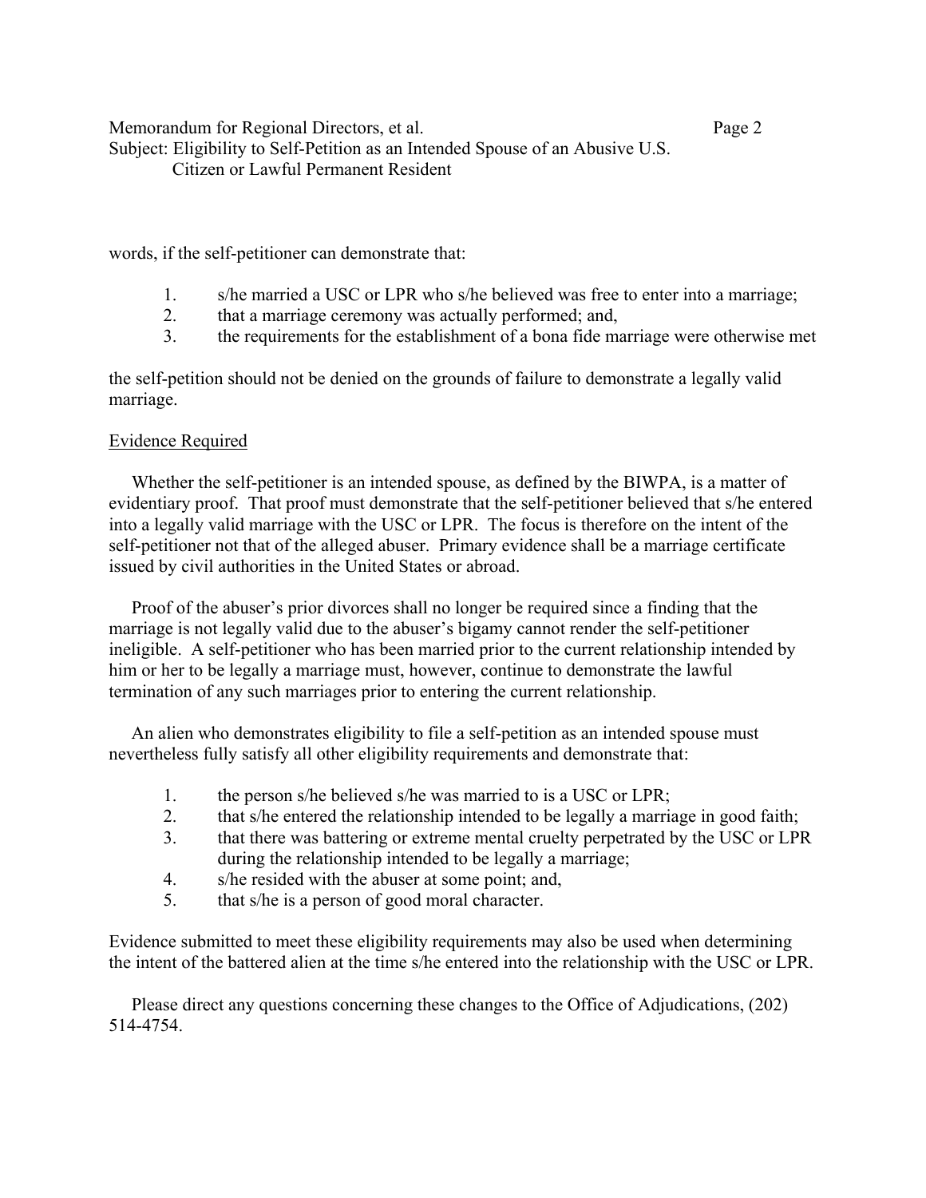words, if the self-petitioner can demonstrate that:

1. s/he married a USC or LPR who s/he believed was free to enter into a marriage;
2. that a marriage ceremony was actually performed; and,
3. the requirements for the establishment of a bona fide marriage were otherwise met

the self-petition should not be denied on the grounds of failure to demonstrate a legally valid marriage.

Evidence Required

Whether the self-petitioner is an intended spouse, as defined by the BIWPA, is a matter of evidentiary proof. That proof must demonstrate that the self-petitioner believed that s/he entered into a legally valid marriage with the USC or LPR. The focus is therefore on the intent of the self-petitioner not that of the alleged abuser. Primary evidence shall be a marriage certificate issued by civil authorities in the United States or abroad.

Proof of the abuser's prior divorces shall no longer be required since a finding that the marriage is not legally valid due to the abuser's bigamy cannot render the self-petitioner ineligible. A self-petitioner who has been married prior to the current relationship intended by him or her to be legally a marriage must, however, continue to demonstrate the lawful termination of any such marriages prior to entering the current relationship.

An alien who demonstrates eligibility to file a self-petition as an intended spouse must nevertheless fully satisfy all other eligibility requirements and demonstrate that:

1. the person s/he believed s/he was married to is a USC or LPR;
2. that s/he entered the relationship intended to be legally a marriage in good faith;
3. that there was battering or extreme mental cruelty perpetrated by the USC or LPR during the relationship intended to be legally a marriage;
4. s/he resided with the abuser at some point; and,
5. that s/he is a person of good moral character.

Evidence submitted to meet these eligibility requirements may also be used when determining the intent of the battered alien at the time s/he entered into the relationship with the USC or LPR.

Please direct any questions concerning these changes to the Office of Adjudications, (202) 514-4754.